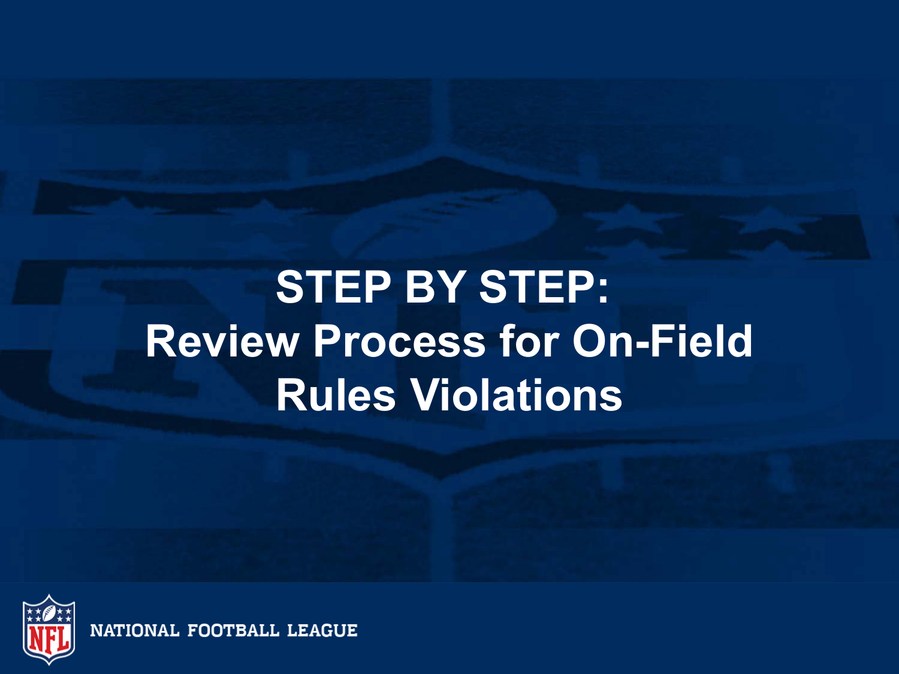# STEP BY STEP: Review Process for On-Field Rules Violations

NATIONAL FOOTBALL LEAGUE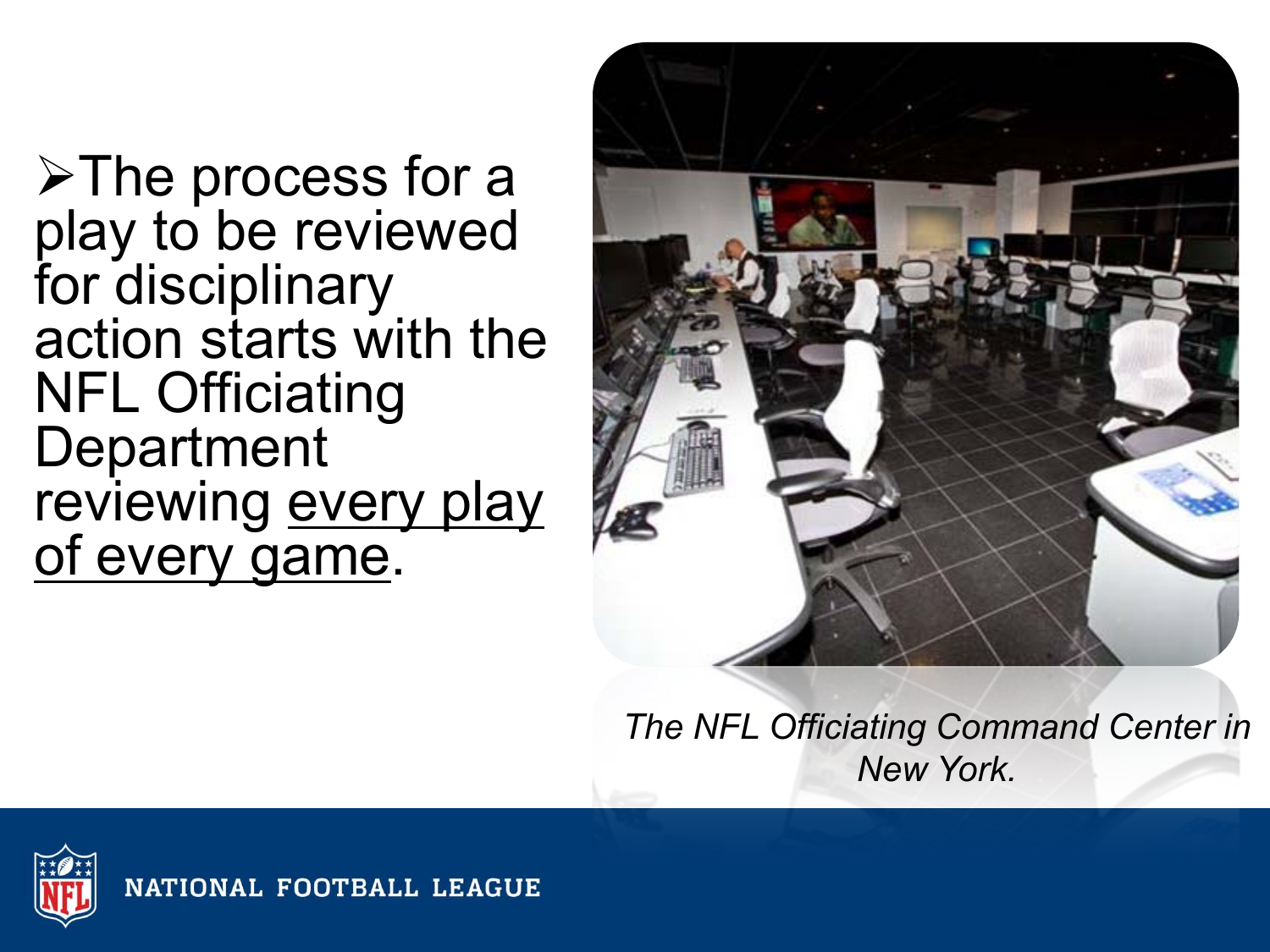- The process for a play to be reviewed for disciplinary action starts with the NFL Officiating Department reviewing <u>every play of every game</u>.

*The NFL Officiating Command Center in New York.*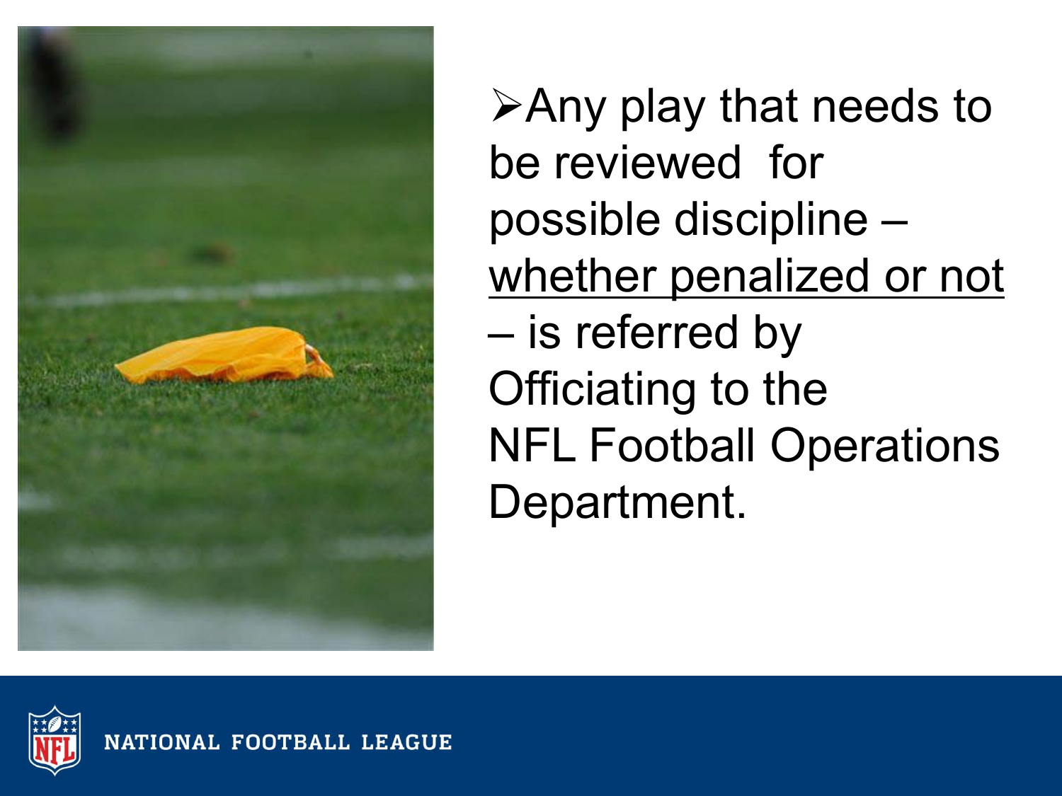- Any play that needs to be reviewed for possible discipline – whether penalized or not – is referred by Officiating to the NFL Football Operations Department.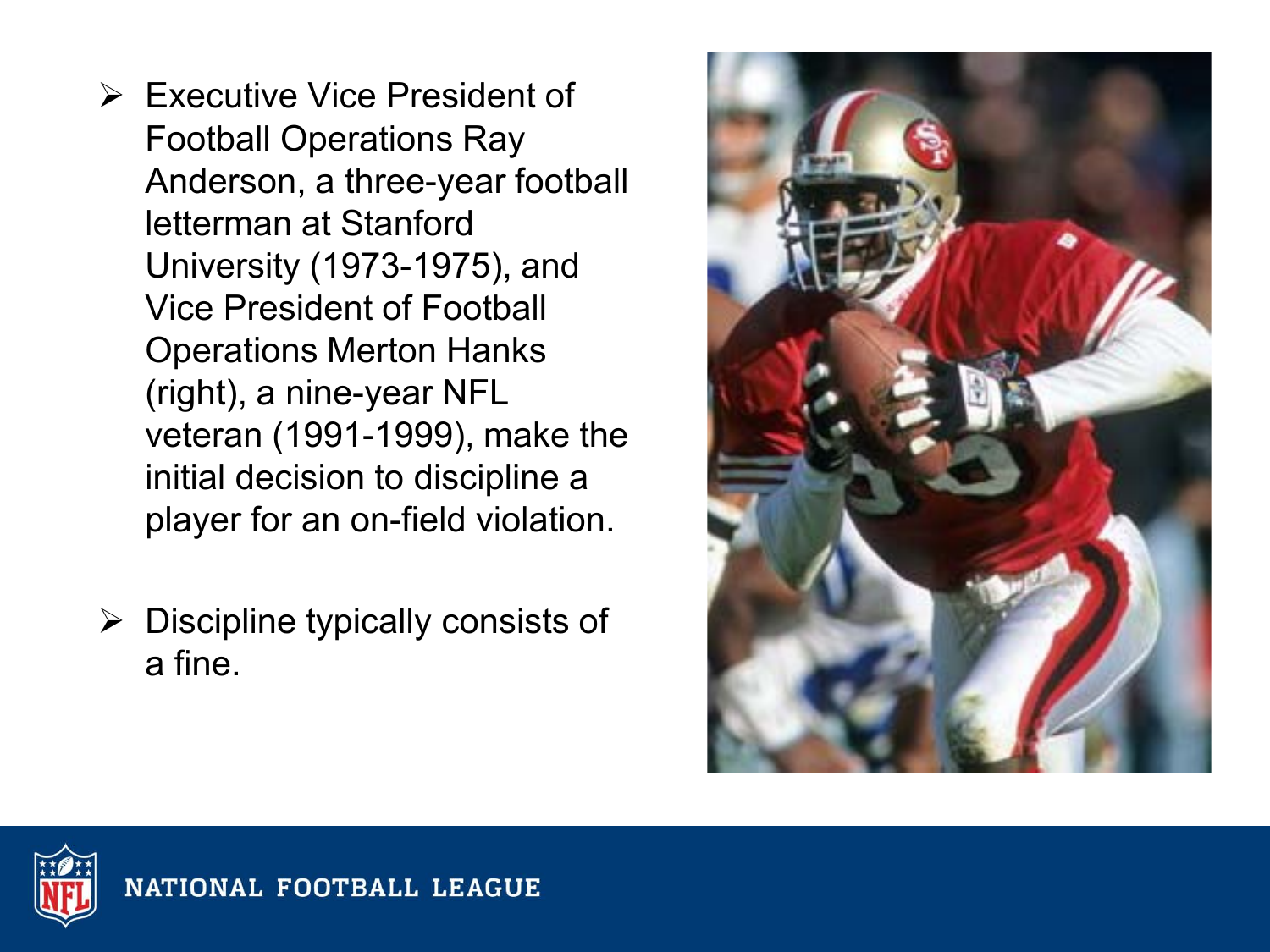- Executive Vice President of Football Operations Ray Anderson, a three-year football letterman at Stanford University (1973-1975), and Vice President of Football Operations Merton Hanks (right), a nine-year NFL veteran (1991-1999), make the initial decision to discipline a player for an on-field violation.

- Discipline typically consists of a fine.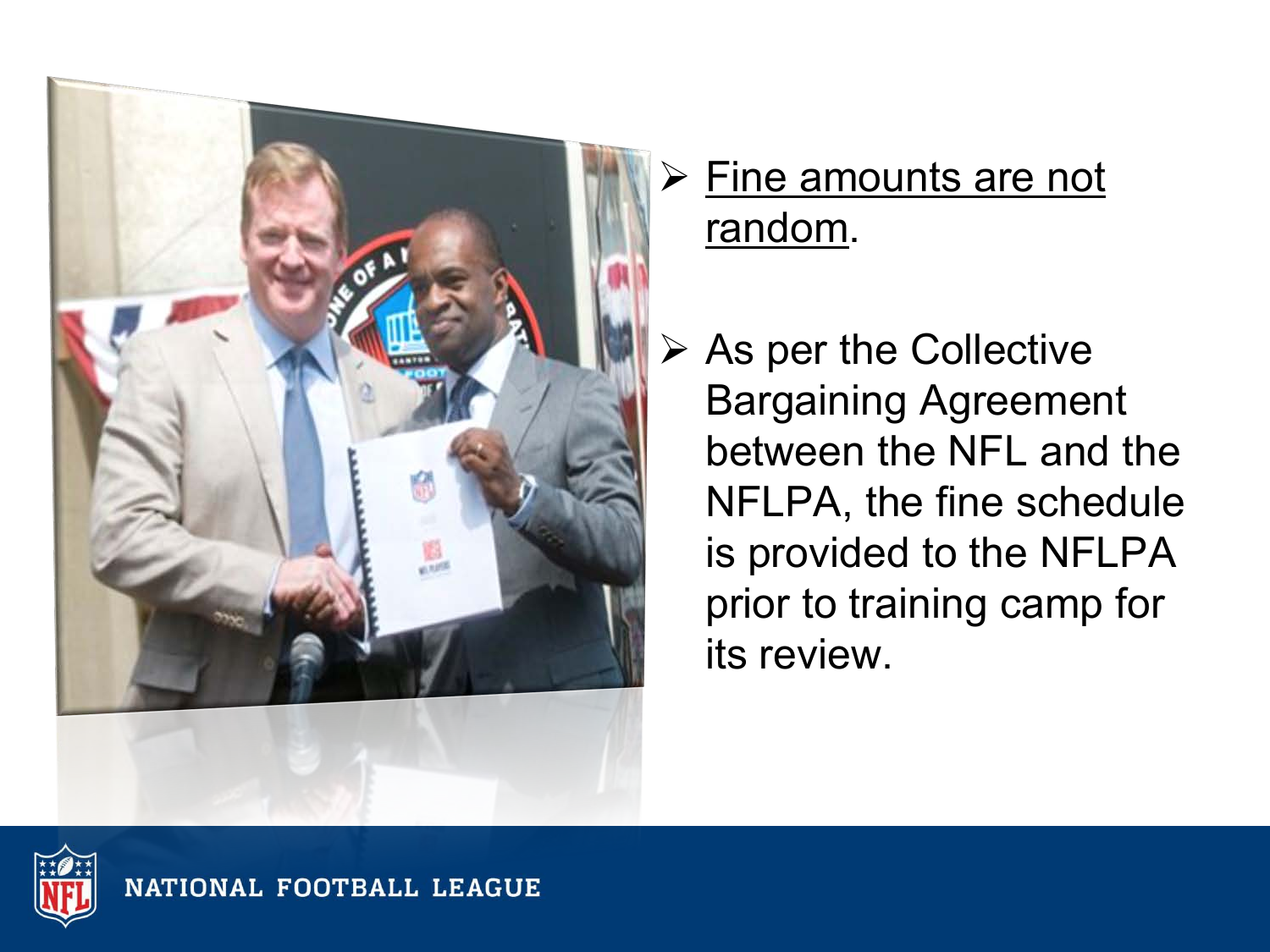- Fine amounts are not random.

- As per the Collective Bargaining Agreement between the NFL and the NFLPA, the fine schedule is provided to the NFLPA prior to training camp for its review.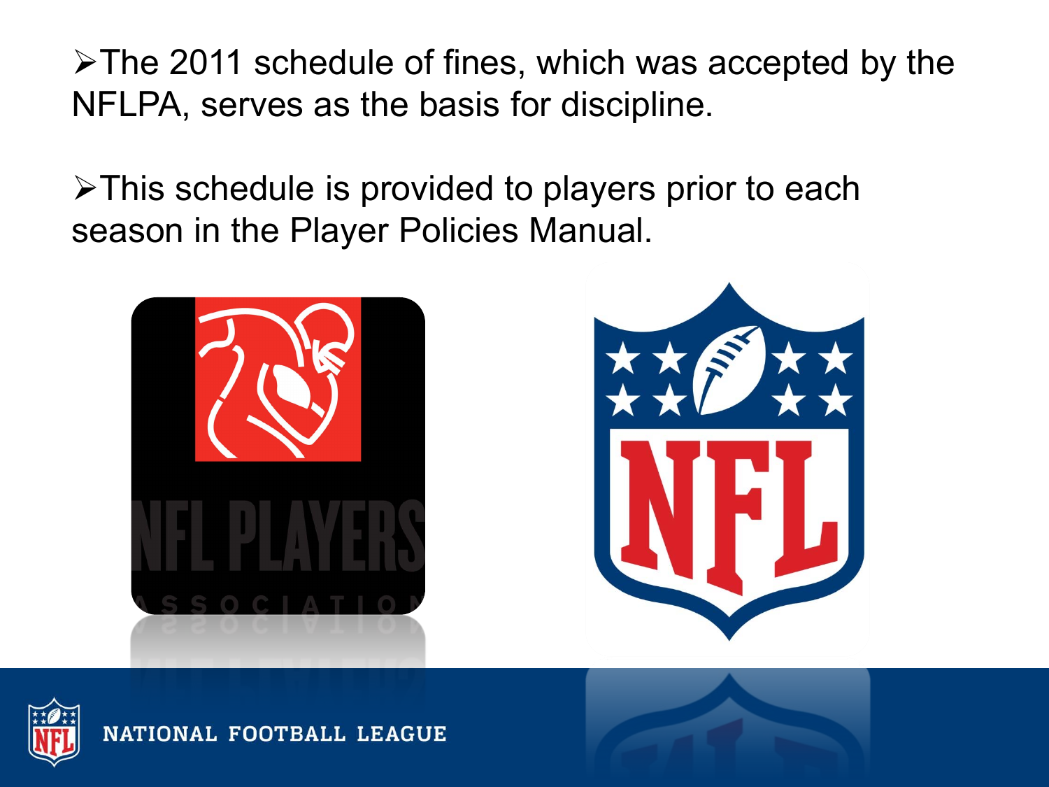- The 2011 schedule of fines, which was accepted by the NFLPA, serves as the basis for discipline.

- This schedule is provided to players prior to each season in the Player Policies Manual.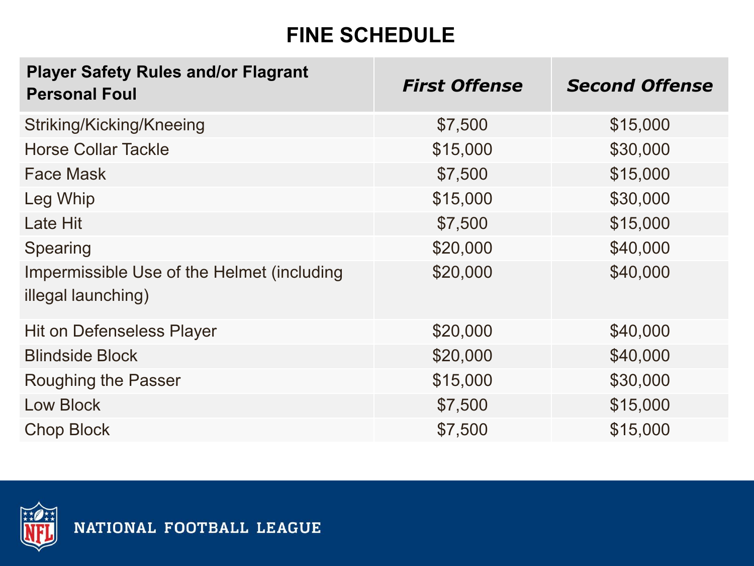# FINE SCHEDULE

| Player Safety Rules and/or Flagrant Personal Foul | *First Offense* | *Second Offense* |
|---|---|---|
| Striking/Kicking/Kneeing | $7,500 | $15,000 |
| Horse Collar Tackle | $15,000 | $30,000 |
| Face Mask | $7,500 | $15,000 |
| Leg Whip | $15,000 | $30,000 |
| Late Hit | $7,500 | $15,000 |
| Spearing | $20,000 | $40,000 |
| Impermissible Use of the Helmet (including illegal launching) | $20,000 | $40,000 |
| Hit on Defenseless Player | $20,000 | $40,000 |
| Blindside Block | $20,000 | $40,000 |
| Roughing the Passer | $15,000 | $30,000 |
| Low Block | $7,500 | $15,000 |
| Chop Block | $7,500 | $15,000 |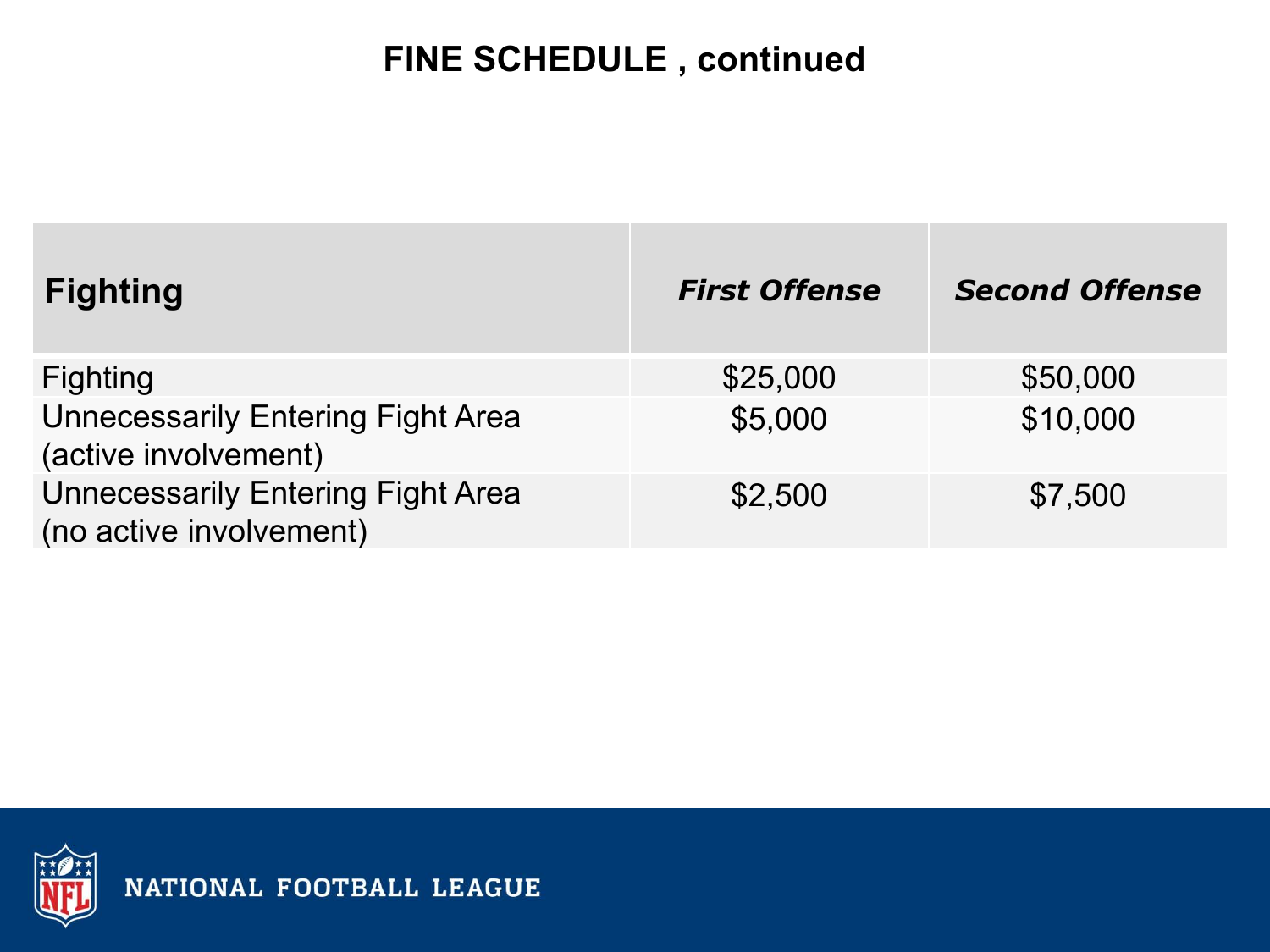# FINE SCHEDULE , continued

| **Fighting** | ***First Offense*** | ***Second Offense*** |
|---|---|---|
| Fighting | $25,000 | $50,000 |
| Unnecessarily Entering Fight Area (active involvement) | $5,000 | $10,000 |
| Unnecessarily Entering Fight Area (no active involvement) | $2,500 | $7,500 |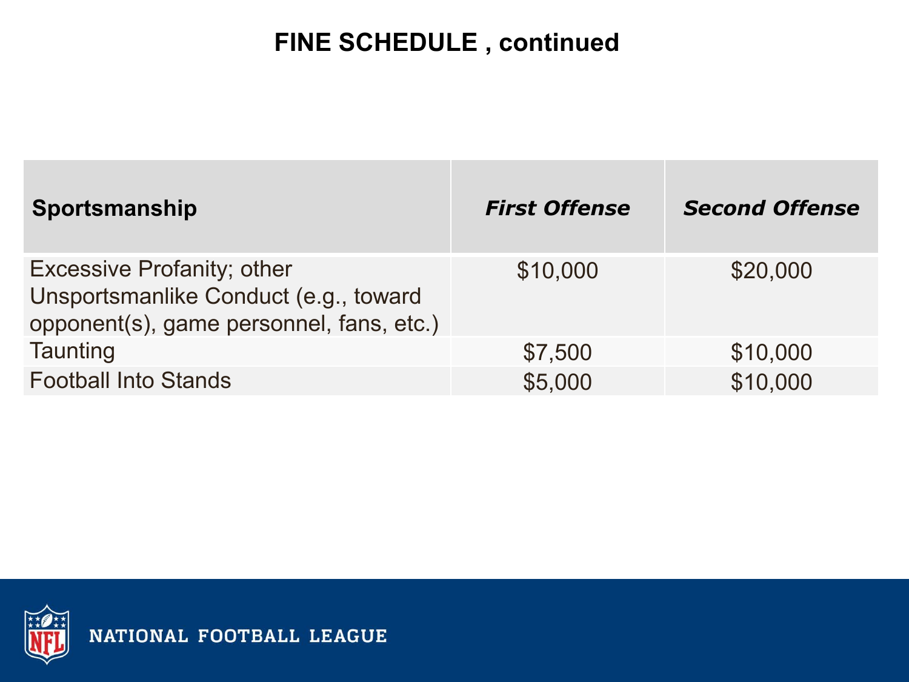# FINE SCHEDULE , continued

| **Sportsmanship** | ***First Offense*** | ***Second Offense*** |
| --- | --- | --- |
| Excessive Profanity; other Unsportsmanlike Conduct (e.g., toward opponent(s), game personnel, fans, etc.) | $10,000 | $20,000 |
| Taunting | $7,500 | $10,000 |
| Football Into Stands | $5,000 | $10,000 |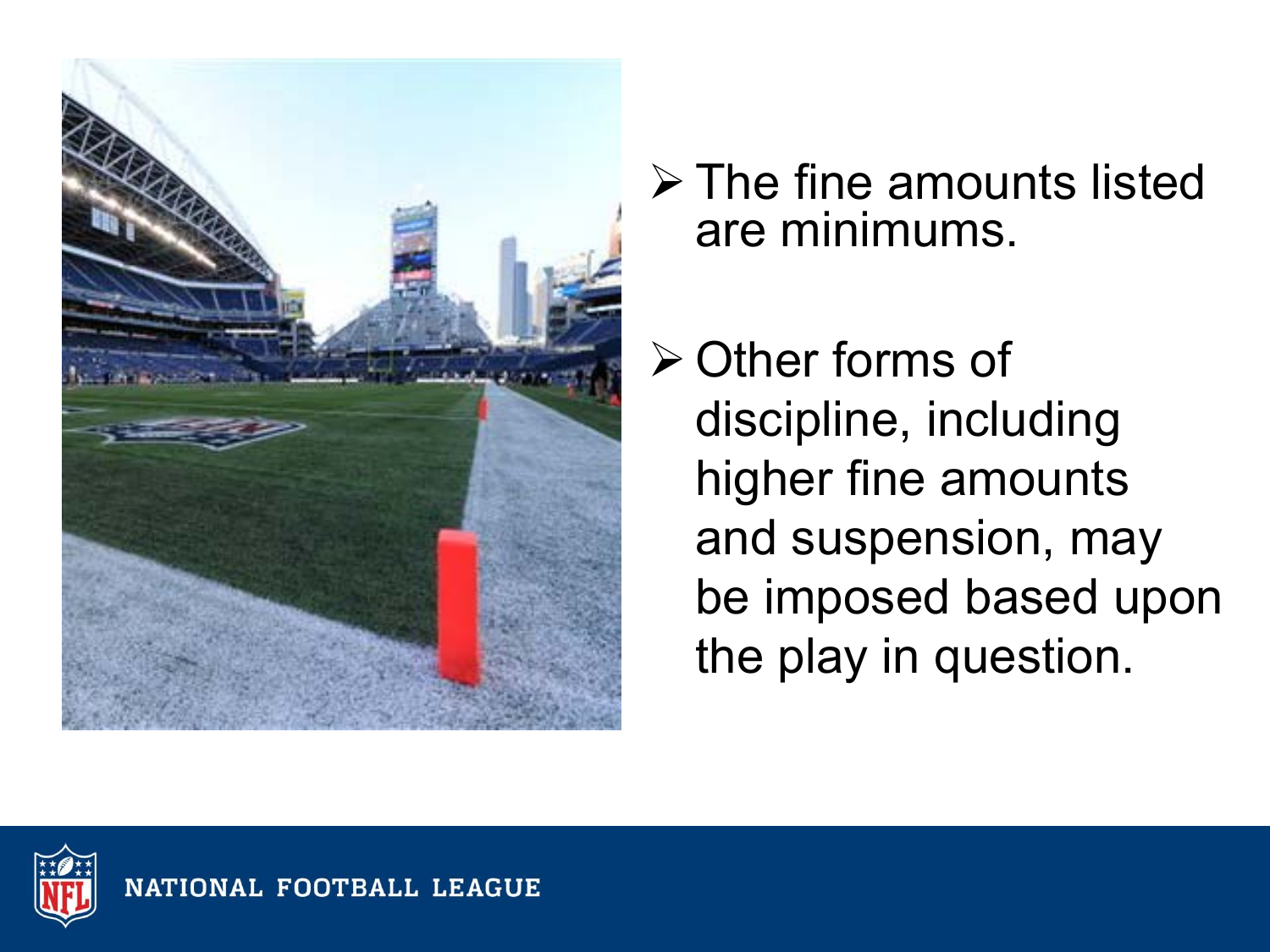- The fine amounts listed are minimums.
- Other forms of discipline, including higher fine amounts and suspension, may be imposed based upon the play in question.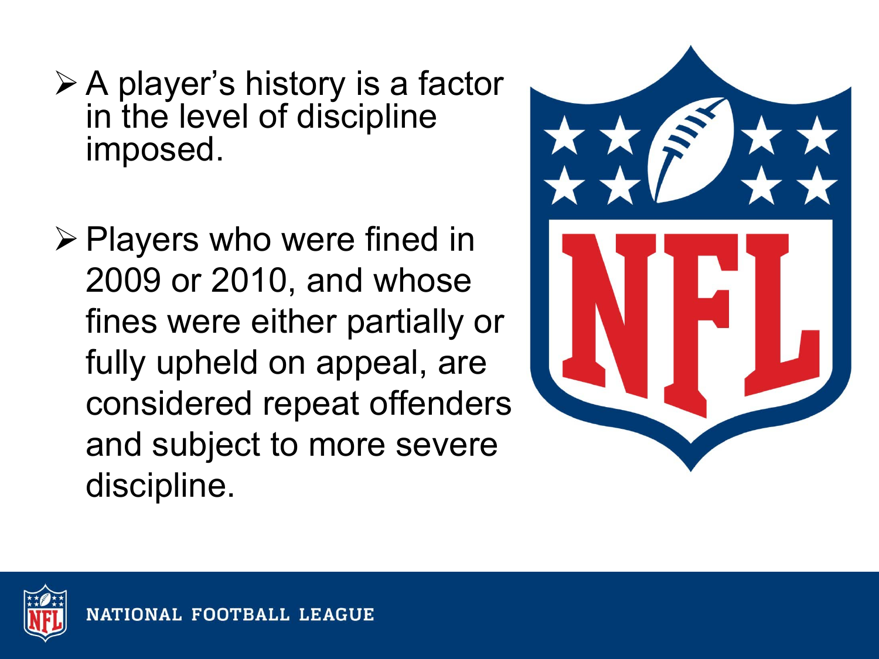- A player's history is a factor in the level of discipline imposed.

- Players who were fined in 2009 or 2010, and whose fines were either partially or fully upheld on appeal, are considered repeat offenders and subject to more severe discipline.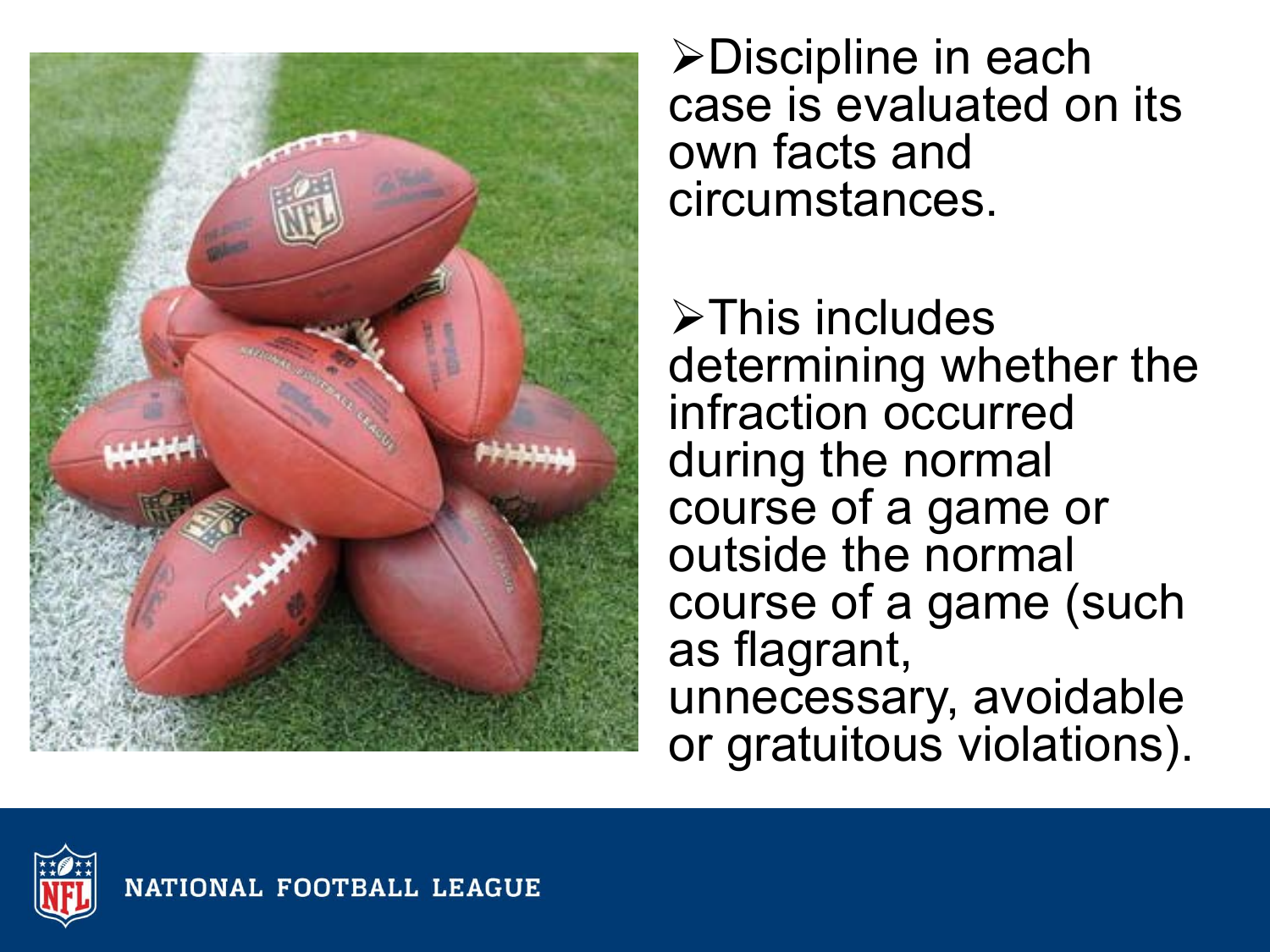- Discipline in each case is evaluated on its own facts and circumstances.

- This includes determining whether the infraction occurred during the normal course of a game or outside the normal course of a game (such as flagrant, unnecessary, avoidable or gratuitous violations).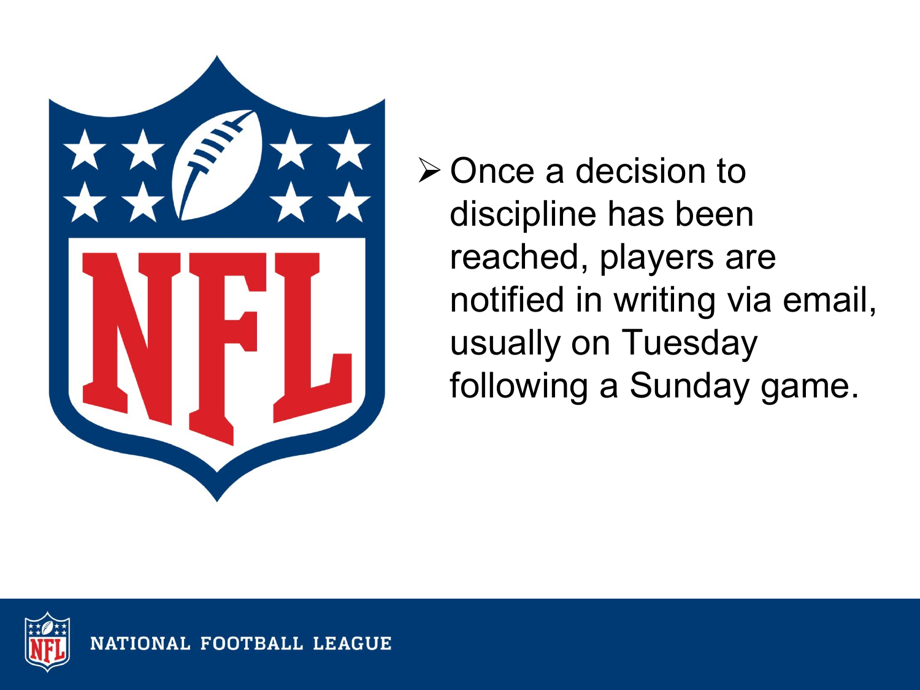- Once a decision to discipline has been reached, players are notified in writing via email, usually on Tuesday following a Sunday game.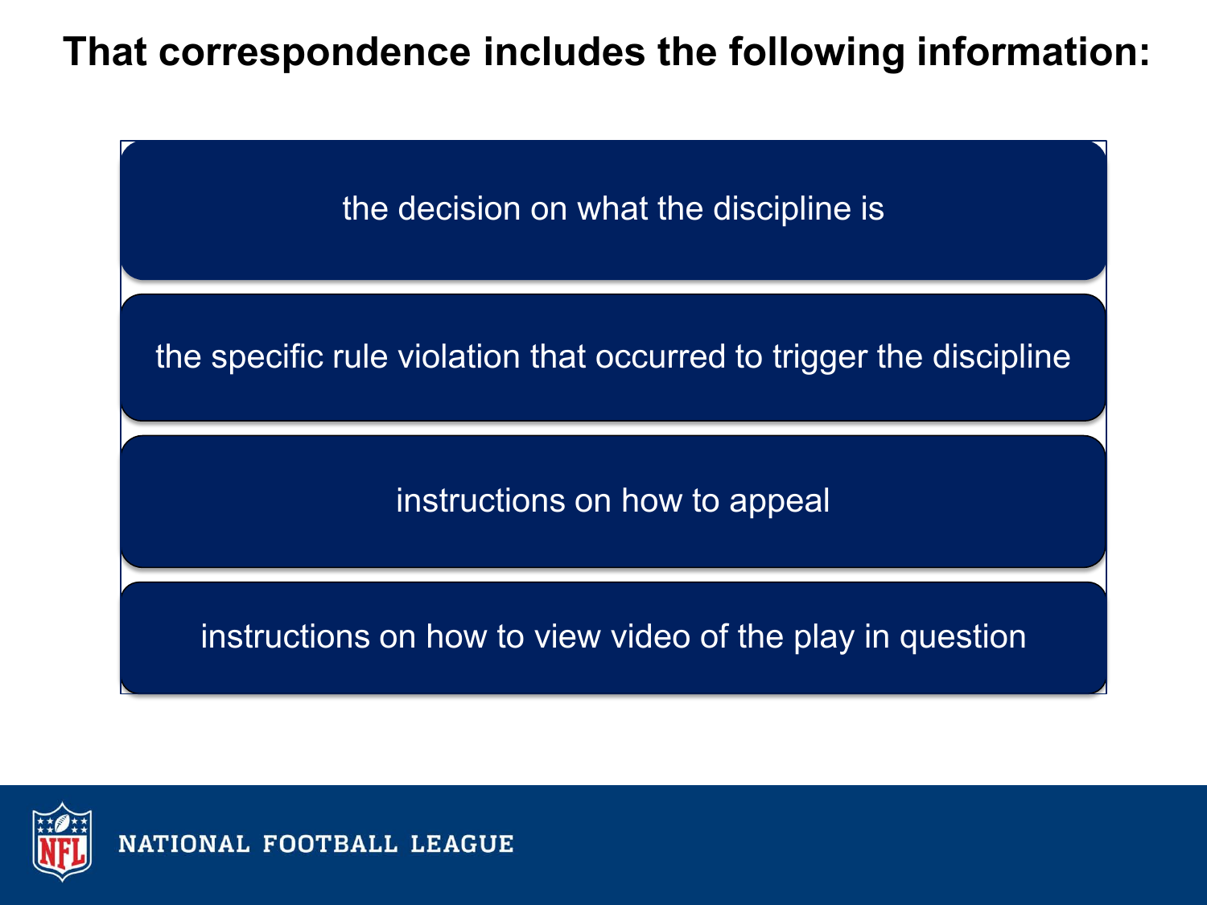# That correspondence includes the following information:

- the decision on what the discipline is
- the specific rule violation that occurred to trigger the discipline
- instructions on how to appeal
- instructions on how to view video of the play in question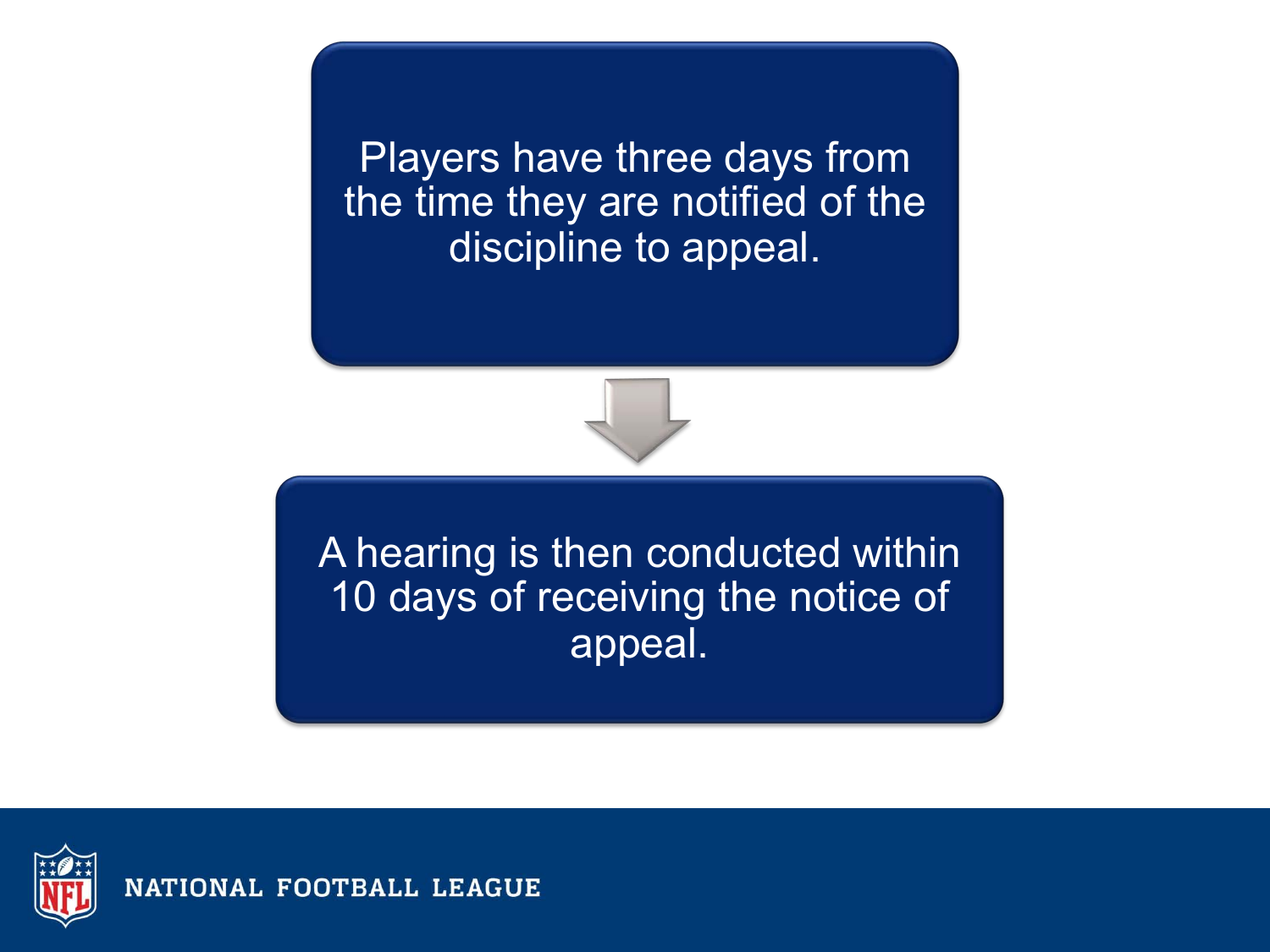Players have three days from the time they are notified of the discipline to appeal.

↓

A hearing is then conducted within 10 days of receiving the notice of appeal.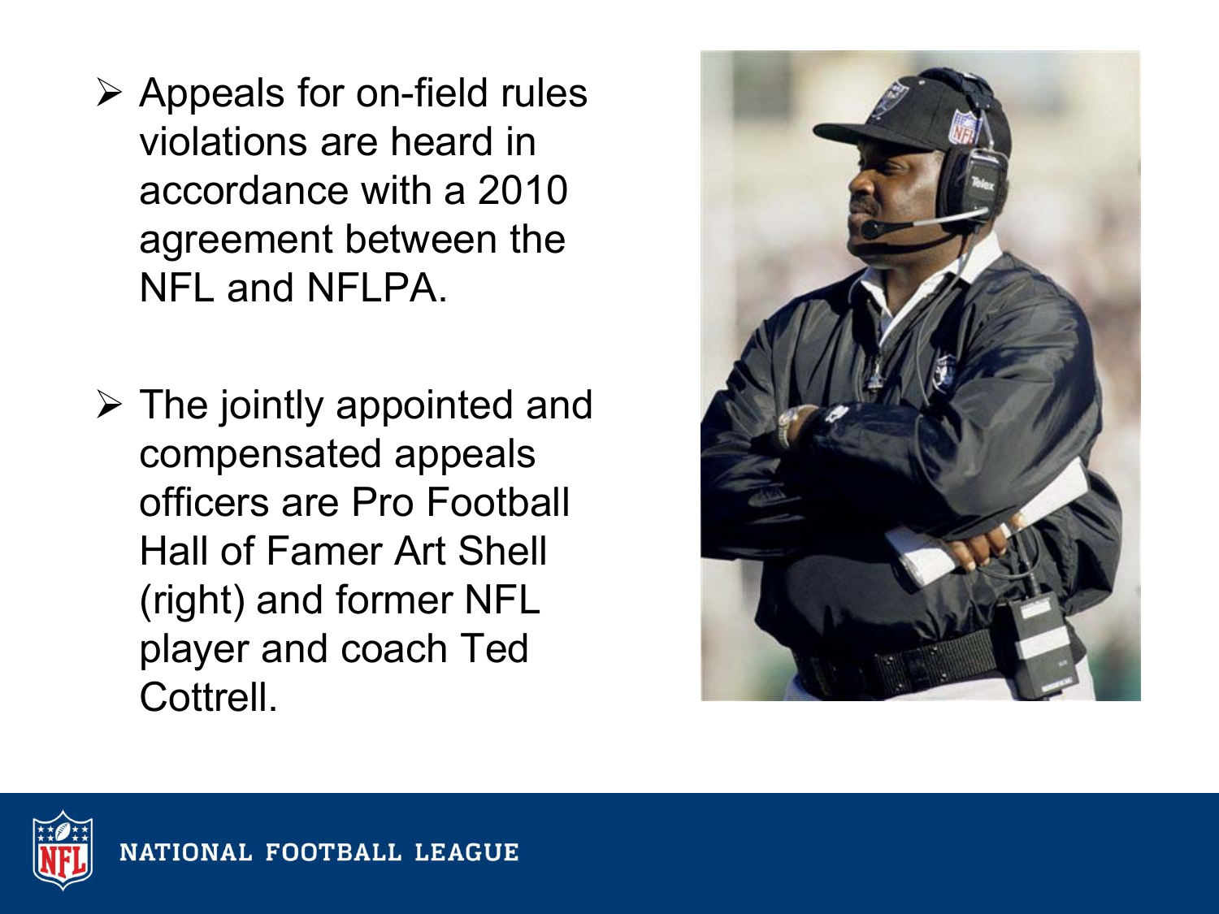- Appeals for on-field rules violations are heard in accordance with a 2010 agreement between the NFL and NFLPA.

- The jointly appointed and compensated appeals officers are Pro Football Hall of Famer Art Shell (right) and former NFL player and coach Ted Cottrell.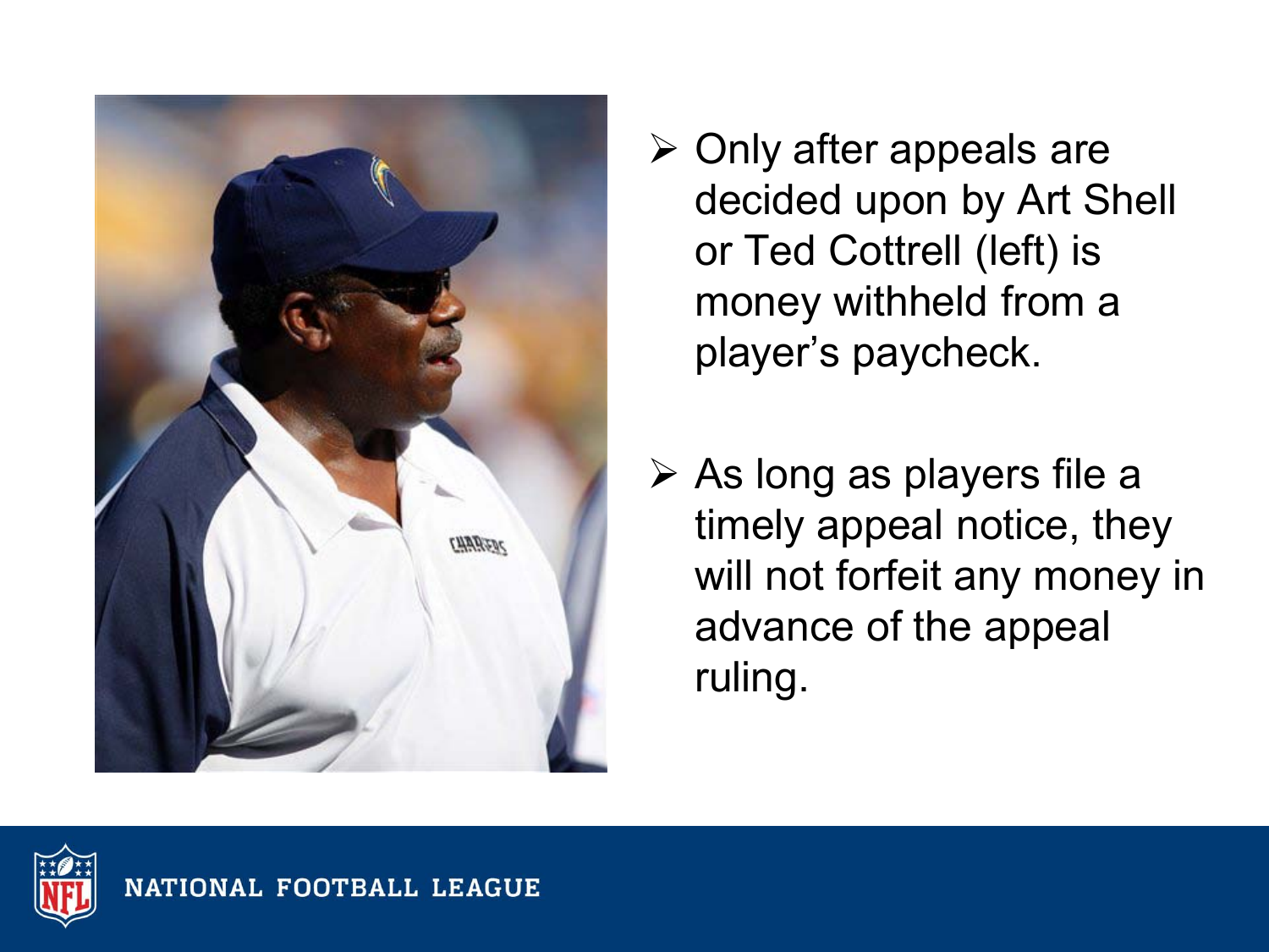- Only after appeals are decided upon by Art Shell or Ted Cottrell (left) is money withheld from a player's paycheck.

- As long as players file a timely appeal notice, they will not forfeit any money in advance of the appeal ruling.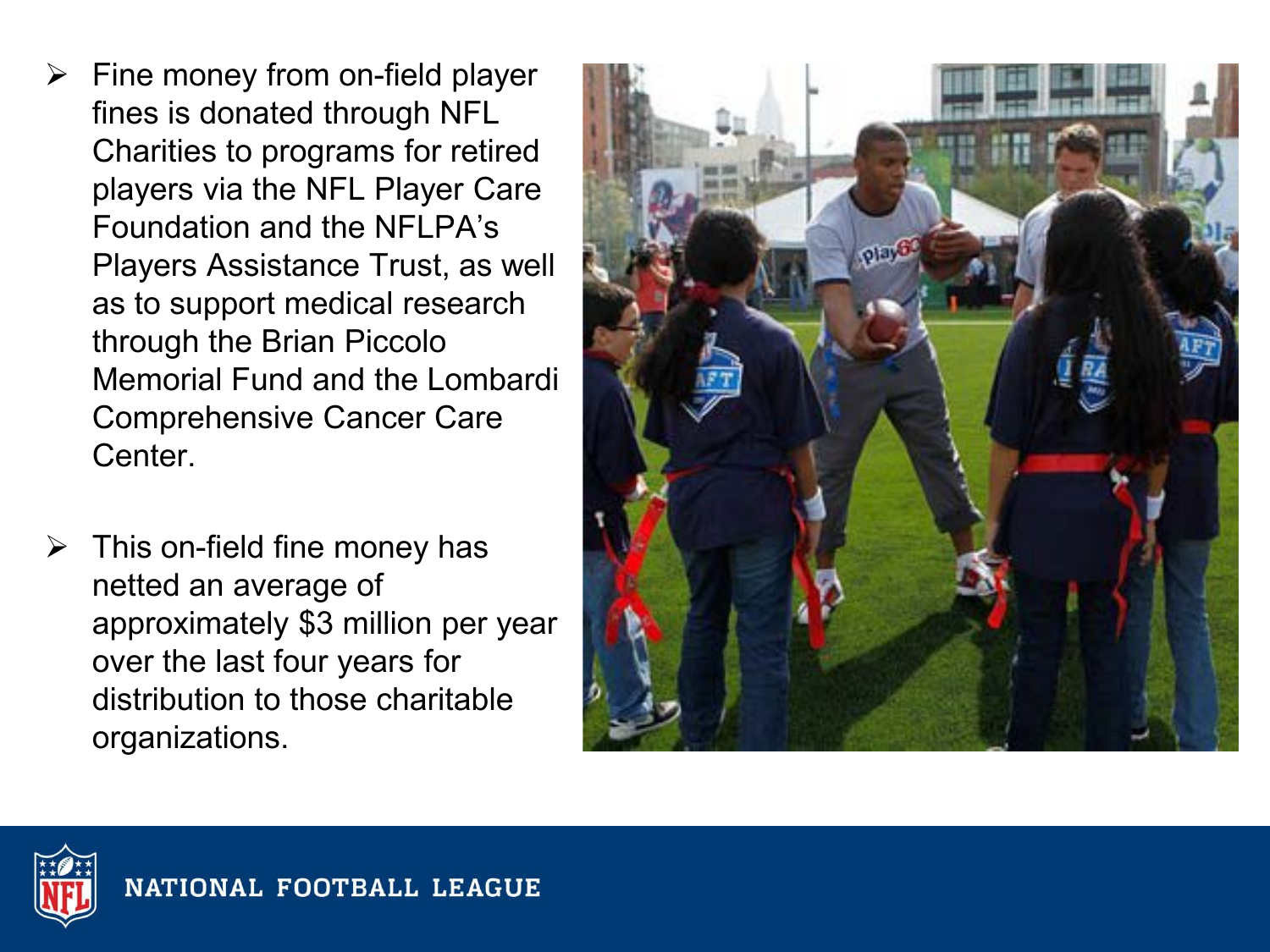- Fine money from on-field player fines is donated through NFL Charities to programs for retired players via the NFL Player Care Foundation and the NFLPA's Players Assistance Trust, as well as to support medical research through the Brian Piccolo Memorial Fund and the Lombardi Comprehensive Cancer Care Center.

- This on-field fine money has netted an average of approximately $3 million per year over the last four years for distribution to those charitable organizations.